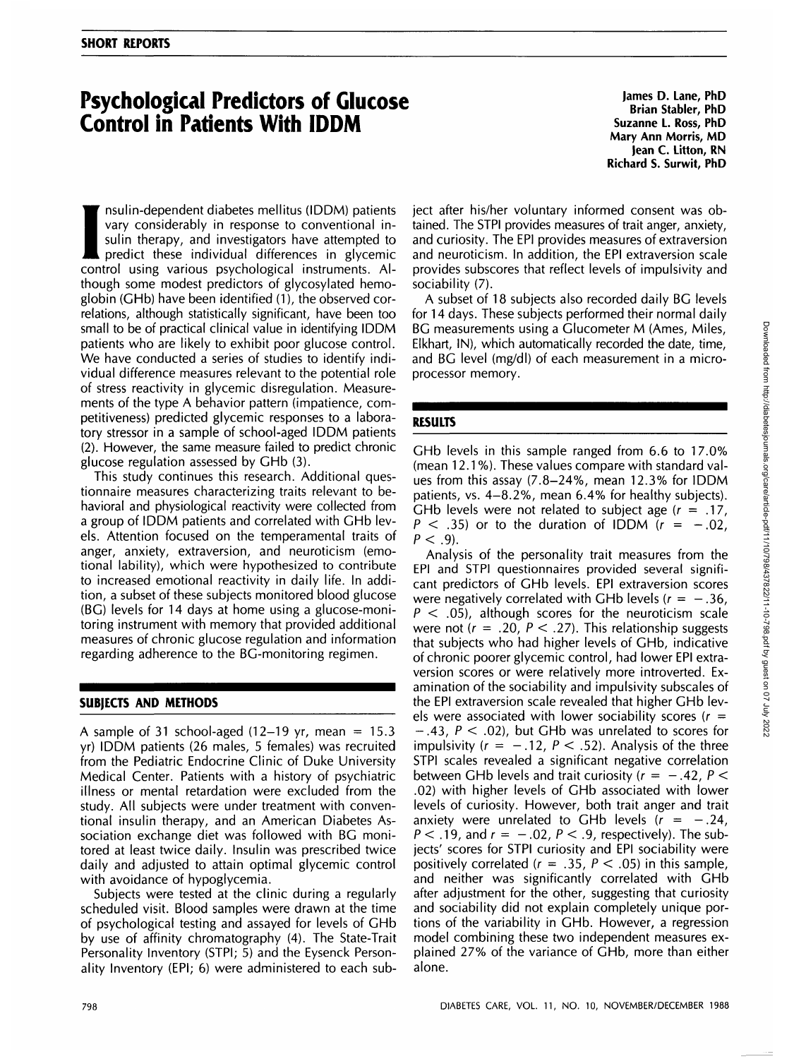**SHORT REPORTS**

# Psychological Predictors of Glucose Control in Patients With IDDM

James D. Lane, PhD
Brian Stabler, PhD
Suzanne L. Ross, PhD
Mary Ann Morris, MD
Jean C. Litton, RN
Richard S. Surwit, PhD

Insulin-dependent diabetes mellitus (IDDM) patients vary considerably in response to conventional insulin therapy, and investigators have attempted to predict these individual differences in glycemic control using various psychological instruments. Although some modest predictors of glycosylated hemoglobin (GHb) have been identified (1), the observed correlations, although statistically significant, have been too small to be of practical clinical value in identifying IDDM patients who are likely to exhibit poor glucose control. We have conducted a series of studies to identify individual difference measures relevant to the potential role of stress reactivity in glycemic disregulation. Measurements of the type A behavior pattern (impatience, competitiveness) predicted glycemic responses to a laboratory stressor in a sample of school-aged IDDM patients (2). However, the same measure failed to predict chronic glucose regulation assessed by GHb (3).

This study continues this research. Additional questionnaire measures characterizing traits relevant to behavioral and physiological reactivity were collected from a group of IDDM patients and correlated with GHb levels. Attention focused on the temperamental traits of anger, anxiety, extraversion, and neuroticism (emotional lability), which were hypothesized to contribute to increased emotional reactivity in daily life. In addition, a subset of these subjects monitored blood glucose (BG) levels for 14 days at home using a glucose-monitoring instrument with memory that provided additional measures of chronic glucose regulation and information regarding adherence to the BG-monitoring regimen.

## SUBJECTS AND METHODS

A sample of 31 school-aged (12–19 yr, mean = 15.3 yr) IDDM patients (26 males, 5 females) was recruited from the Pediatric Endocrine Clinic of Duke University Medical Center. Patients with a history of psychiatric illness or mental retardation were excluded from the study. All subjects were under treatment with conventional insulin therapy, and an American Diabetes Association exchange diet was followed with BG monitored at least twice daily. Insulin was prescribed twice daily and adjusted to attain optimal glycemic control with avoidance of hypoglycemia.

Subjects were tested at the clinic during a regularly scheduled visit. Blood samples were drawn at the time of psychological testing and assayed for levels of GHb by use of affinity chromatography (4). The State-Trait Personality Inventory (STPI; 5) and the Eysenck Personality Inventory (EPI; 6) were administered to each subject after his/her voluntary informed consent was obtained. The STPI provides measures of trait anger, anxiety, and curiosity. The EPI provides measures of extraversion and neuroticism. In addition, the EPI extraversion scale provides subscores that reflect levels of impulsivity and sociability (7).

A subset of 18 subjects also recorded daily BG levels for 14 days. These subjects performed their normal daily BG measurements using a Glucometer M (Ames, Miles, Elkhart, IN), which automatically recorded the date, time, and BG level (mg/dl) of each measurement in a microprocessor memory.

## RESULTS

GHb levels in this sample ranged from 6.6 to 17.0% (mean 12.1%). These values compare with standard values from this assay (7.8–24%, mean 12.3% for IDDM patients, vs. 4–8.2%, mean 6.4% for healthy subjects). GHb levels were not related to subject age ($r = .17$, $P < .35$) or to the duration of IDDM ($r = -.02$, $P < .9$).

Analysis of the personality trait measures from the EPI and STPI questionnaires provided several significant predictors of GHb levels. EPI extraversion scores were negatively correlated with GHb levels ($r = -.36$, $P < .05$), although scores for the neuroticism scale were not ($r = .20$, $P < .27$). This relationship suggests that subjects who had higher levels of GHb, indicative of chronic poorer glycemic control, had lower EPI extraversion scores or were relatively more introverted. Examination of the sociability and impulsivity subscales of the EPI extraversion scale revealed that higher GHb levels were associated with lower sociability scores ($r = -.43$, $P < .02$), but GHb was unrelated to scores for impulsivity ($r = -.12$, $P < .52$). Analysis of the three STPI scales revealed a significant negative correlation between GHb levels and trait curiosity ($r = -.42$, $P < .02$) with higher levels of GHb associated with lower levels of curiosity. However, both trait anger and trait anxiety were unrelated to GHb levels ($r = -.24$, $P < .19$, and $r = -.02$, $P < .9$, respectively). The subjects' scores for STPI curiosity and EPI sociability were positively correlated ($r = .35$, $P < .05$) in this sample, and neither was significantly correlated with GHb after adjustment for the other, suggesting that curiosity and sociability did not explain completely unique portions of the variability in GHb. However, a regression model combining these two independent measures explained 27% of the variance of GHb, more than either alone.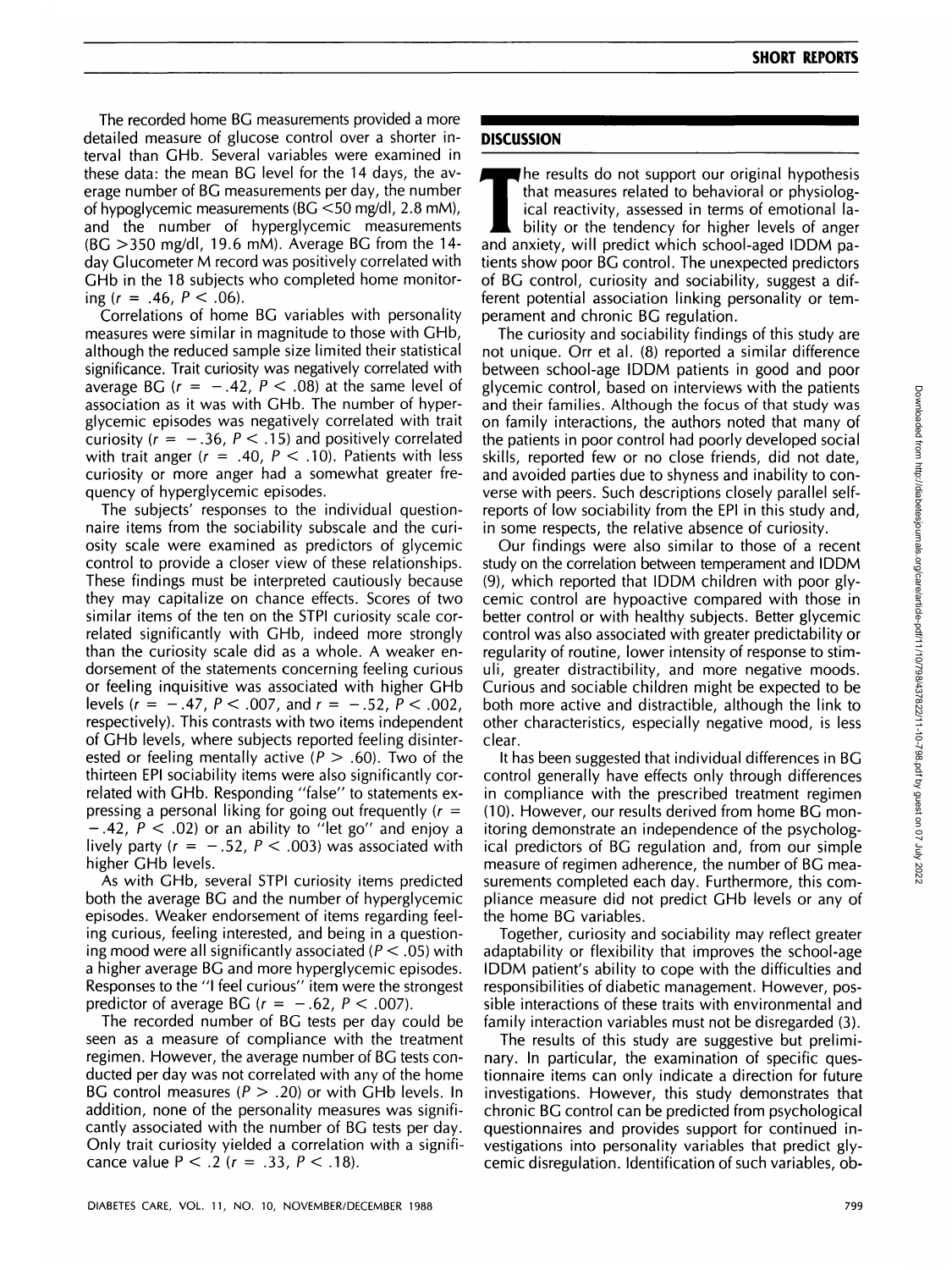The recorded home BG measurements provided a more detailed measure of glucose control over a shorter interval than GHb. Several variables were examined in these data: the mean BG level for the 14 days, the average number of BG measurements per day, the number of hypoglycemic measurements (BG <50 mg/dl, 2.8 mM), and the number of hyperglycemic measurements (BG >350 mg/dl, 19.6 mM). Average BG from the 14-day Glucometer M record was positively correlated with GHb in the 18 subjects who completed home monitoring ($r = .46$, $P < .06$).

Correlations of home BG variables with personality measures were similar in magnitude to those with GHb, although the reduced sample size limited their statistical significance. Trait curiosity was negatively correlated with average BG ($r = -.42$, $P < .08$) at the same level of association as it was with GHb. The number of hyperglycemic episodes was negatively correlated with trait curiosity ($r = -.36$, $P < .15$) and positively correlated with trait anger ($r = .40$, $P < .10$). Patients with less curiosity or more anger had a somewhat greater frequency of hyperglycemic episodes.

The subjects' responses to the individual questionnaire items from the sociability subscale and the curiosity scale were examined as predictors of glycemic control to provide a closer view of these relationships. These findings must be interpreted cautiously because they may capitalize on chance effects. Scores of two similar items of the ten on the STPI curiosity scale correlated significantly with GHb, indeed more strongly than the curiosity scale did as a whole. A weaker endorsement of the statements concerning feeling curious or feeling inquisitive was associated with higher GHb levels ($r = -.47$, $P < .007$, and $r = -.52$, $P < .002$, respectively). This contrasts with two items independent of GHb levels, where subjects reported feeling disinterested or feeling mentally active ($P > .60$). Two of the thirteen EPI sociability items were also significantly correlated with GHb. Responding "false" to statements expressing a personal liking for going out frequently ($r = -.42$, $P < .02$) or an ability to "let go" and enjoy a lively party ($r = -.52$, $P < .003$) was associated with higher GHb levels.

As with GHb, several STPI curiosity items predicted both the average BG and the number of hyperglycemic episodes. Weaker endorsement of items regarding feeling curious, feeling interested, and being in a questioning mood were all significantly associated ($P < .05$) with a higher average BG and more hyperglycemic episodes. Responses to the "I feel curious" item were the strongest predictor of average BG ($r = -.62$, $P < .007$).

The recorded number of BG tests per day could be seen as a measure of compliance with the treatment regimen. However, the average number of BG tests conducted per day was not correlated with any of the home BG control measures ($P > .20$) or with GHb levels. In addition, none of the personality measures was significantly associated with the number of BG tests per day. Only trait curiosity yielded a correlation with a significance value $P < .2$ ($r = .33$, $P < .18$).

## DISCUSSION

The results do not support our original hypothesis that measures related to behavioral or physiological reactivity, assessed in terms of emotional lability or the tendency for higher levels of anger and anxiety, will predict which school-aged IDDM patients show poor BG control. The unexpected predictors of BG control, curiosity and sociability, suggest a different potential association linking personality or temperament and chronic BG regulation.

The curiosity and sociability findings of this study are not unique. Orr et al. (8) reported a similar difference between school-age IDDM patients in good and poor glycemic control, based on interviews with the patients and their families. Although the focus of that study was on family interactions, the authors noted that many of the patients in poor control had poorly developed social skills, reported few or no close friends, did not date, and avoided parties due to shyness and inability to converse with peers. Such descriptions closely parallel self-reports of low sociability from the EPI in this study and, in some respects, the relative absence of curiosity.

Our findings were also similar to those of a recent study on the correlation between temperament and IDDM (9), which reported that IDDM children with poor glycemic control are hypoactive compared with those in better control or with healthy subjects. Better glycemic control was also associated with greater predictability or regularity of routine, lower intensity of response to stimuli, greater distractibility, and more negative moods. Curious and sociable children might be expected to be both more active and distractible, although the link to other characteristics, especially negative mood, is less clear.

It has been suggested that individual differences in BG control generally have effects only through differences in compliance with the prescribed treatment regimen (10). However, our results derived from home BG monitoring demonstrate an independence of the psychological predictors of BG regulation and, from our simple measure of regimen adherence, the number of BG measurements completed each day. Furthermore, this compliance measure did not predict GHb levels or any of the home BG variables.

Together, curiosity and sociability may reflect greater adaptability or flexibility that improves the school-age IDDM patient's ability to cope with the difficulties and responsibilities of diabetic management. However, possible interactions of these traits with environmental and family interaction variables must not be disregarded (3).

The results of this study are suggestive but preliminary. In particular, the examination of specific questionnaire items can only indicate a direction for future investigations. However, this study demonstrates that chronic BG control can be predicted from psychological questionnaires and provides support for continued investigations into personality variables that predict glycemic disregulation. Identification of such variables, ob-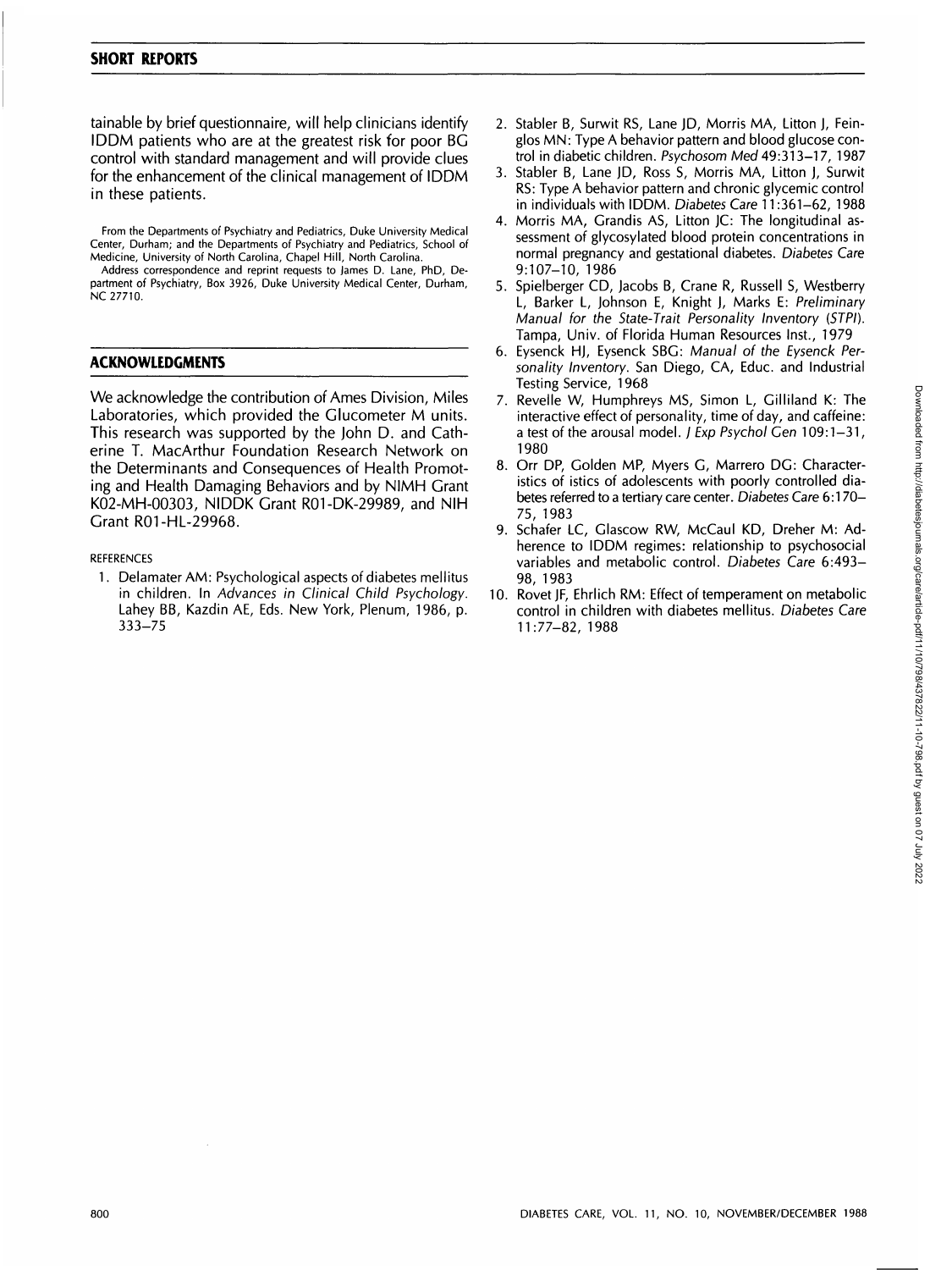tainable by brief questionnaire, will help clinicians identify IDDM patients who are at the greatest risk for poor BG control with standard management and will provide clues for the enhancement of the clinical management of IDDM in these patients.

From the Departments of Psychiatry and Pediatrics, Duke University Medical Center, Durham; and the Departments of Psychiatry and Pediatrics, School of Medicine, University of North Carolina, Chapel Hill, North Carolina.

Address correspondence and reprint requests to James D. Lane, PhD, Department of Psychiatry, Box 3926, Duke University Medical Center, Durham, NC 27710.

## ACKNOWLEDGMENTS

We acknowledge the contribution of Ames Division, Miles Laboratories, which provided the Glucometer M units. This research was supported by the John D. and Catherine T. MacArthur Foundation Research Network on the Determinants and Consequences of Health Promoting and Health Damaging Behaviors and by NIMH Grant K02-MH-00303, NIDDK Grant R01-DK-29989, and NIH Grant R01-HL-29968.

REFERENCES

1. Delamater AM: Psychological aspects of diabetes mellitus in children. In *Advances in Clinical Child Psychology*. Lahey BB, Kazdin AE, Eds. New York, Plenum, 1986, p. 333–75
2. Stabler B, Surwit RS, Lane JD, Morris MA, Litton J, Feinglos MN: Type A behavior pattern and blood glucose control in diabetic children. *Psychosom Med* 49:313–17, 1987
3. Stabler B, Lane JD, Ross S, Morris MA, Litton J, Surwit RS: Type A behavior pattern and chronic glycemic control in individuals with IDDM. *Diabetes Care* 11:361–62, 1988
4. Morris MA, Grandis AS, Litton JC: The longitudinal assessment of glycosylated blood protein concentrations in normal pregnancy and gestational diabetes. *Diabetes Care* 9:107–10, 1986
5. Spielberger CD, Jacobs B, Crane R, Russell S, Westberry L, Barker L, Johnson E, Knight J, Marks E: *Preliminary Manual for the State-Trait Personality Inventory (STPI)*. Tampa, Univ. of Florida Human Resources Inst., 1979
6. Eysenck HJ, Eysenck SBG: *Manual of the Eysenck Personality Inventory*. San Diego, CA, Educ. and Industrial Testing Service, 1968
7. Revelle W, Humphreys MS, Simon L, Gilliland K: The interactive effect of personality, time of day, and caffeine: a test of the arousal model. *J Exp Psychol Gen* 109:1–31, 1980
8. Orr DP, Golden MP, Myers G, Marrero DG: Characteristics of istics of adolescents with poorly controlled diabetes referred to a tertiary care center. *Diabetes Care* 6:170–75, 1983
9. Schafer LC, Glascow RW, McCaul KD, Dreher M: Adherence to IDDM regimes: relationship to psychosocial variables and metabolic control. *Diabetes Care* 6:493–98, 1983
10. Rovet JF, Ehrlich RM: Effect of temperament on metabolic control in children with diabetes mellitus. *Diabetes Care* 11:77–82, 1988